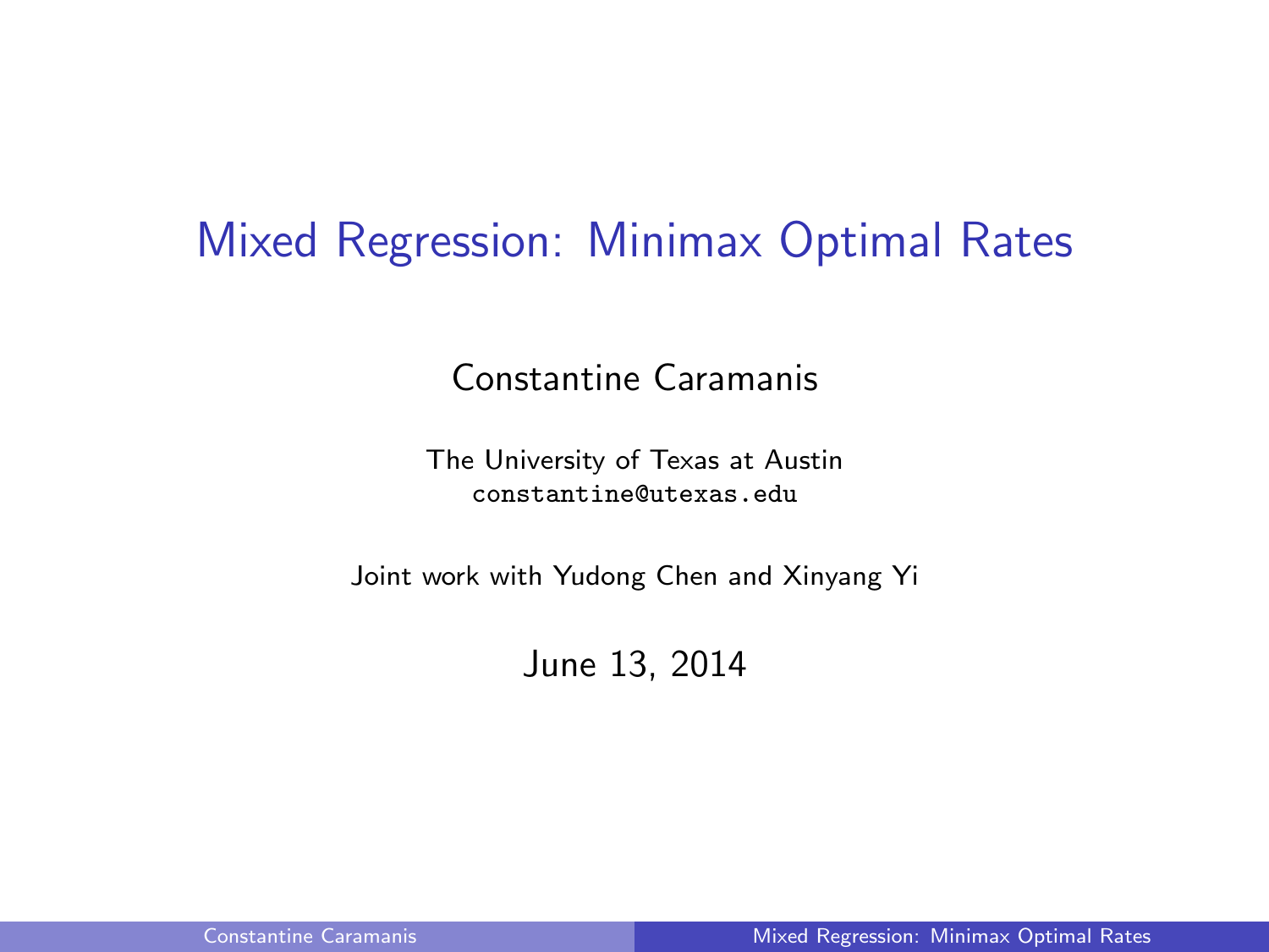# Mixed Regression: Minimax Optimal Rates

Constantine Caramanis

The University of Texas at Austin
`constantine@utexas.edu`

Joint work with Yudong Chen and Xinyang Yi

June 13, 2014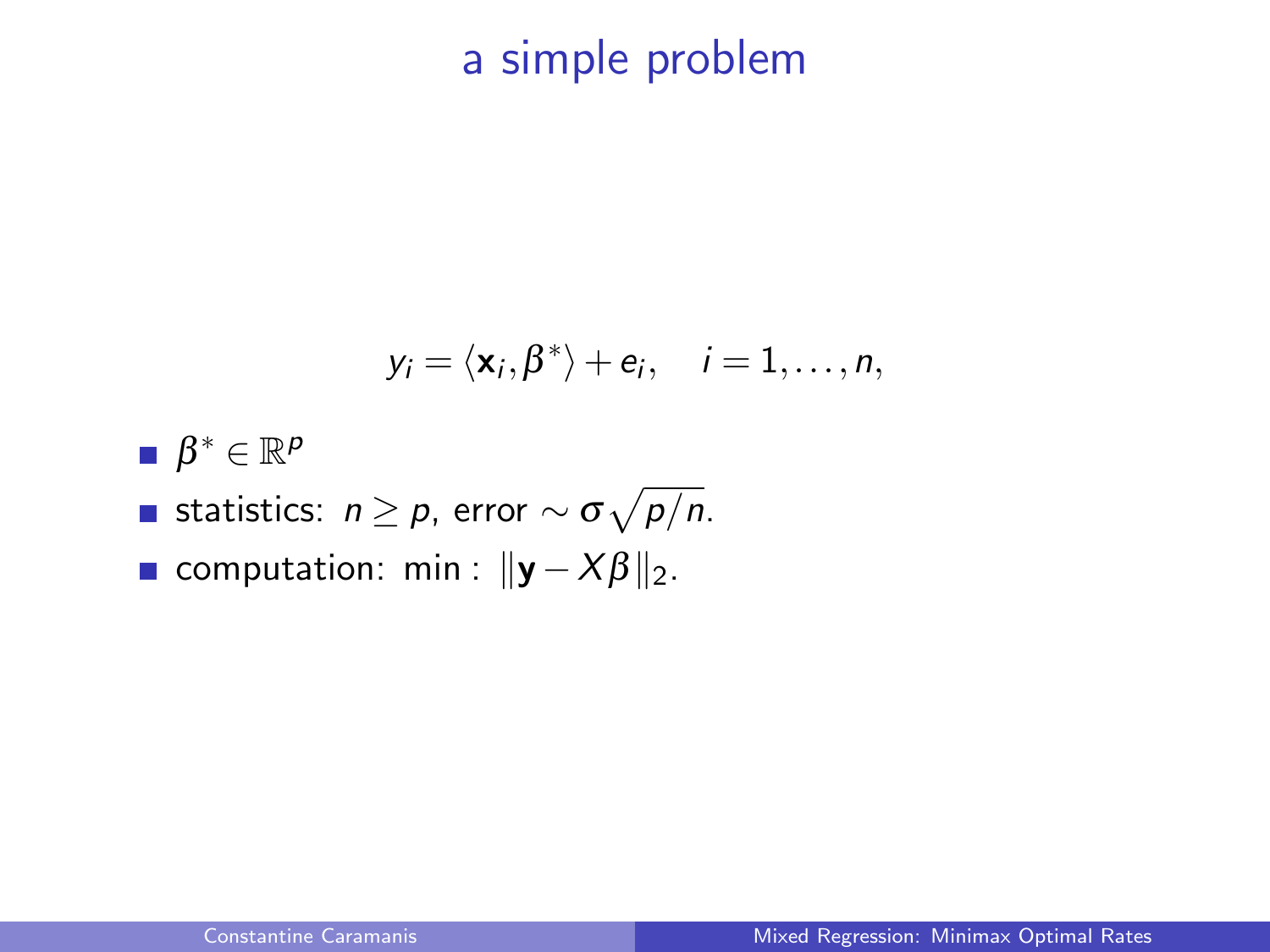# a simple problem

$$y_i = \langle \mathbf{x}_i, \beta^* \rangle + e_i, \quad i = 1, \ldots, n,$$

- $\beta^* \in \mathbb{R}^p$
- statistics: $n \geq p$, error $\sim \sigma\sqrt{p/n}$.
- computation: $\min : \ \|\mathbf{y} - X\beta\|_2$.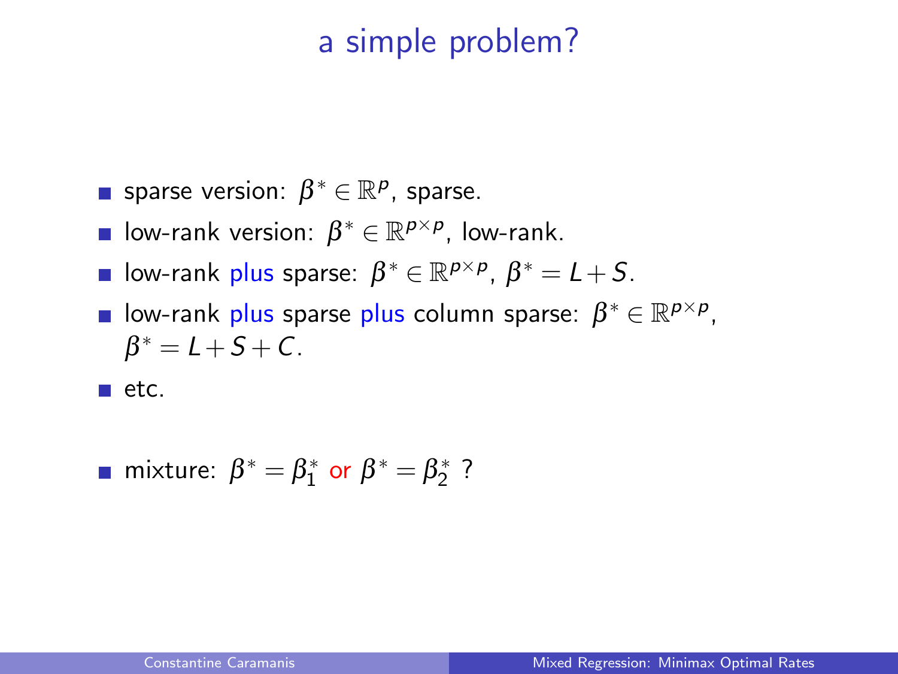# a simple problem?

- sparse version: $\beta^* \in \mathbb{R}^p$, sparse.
- low-rank version: $\beta^* \in \mathbb{R}^{p \times p}$, low-rank.
- low-rank plus sparse: $\beta^* \in \mathbb{R}^{p \times p}$, $\beta^* = L + S$.
- low-rank plus sparse plus column sparse: $\beta^* \in \mathbb{R}^{p \times p}$, $\beta^* = L + S + C$.
- etc.

- mixture: $\beta^* = \beta_1^*$ or $\beta^* = \beta_2^*$ ?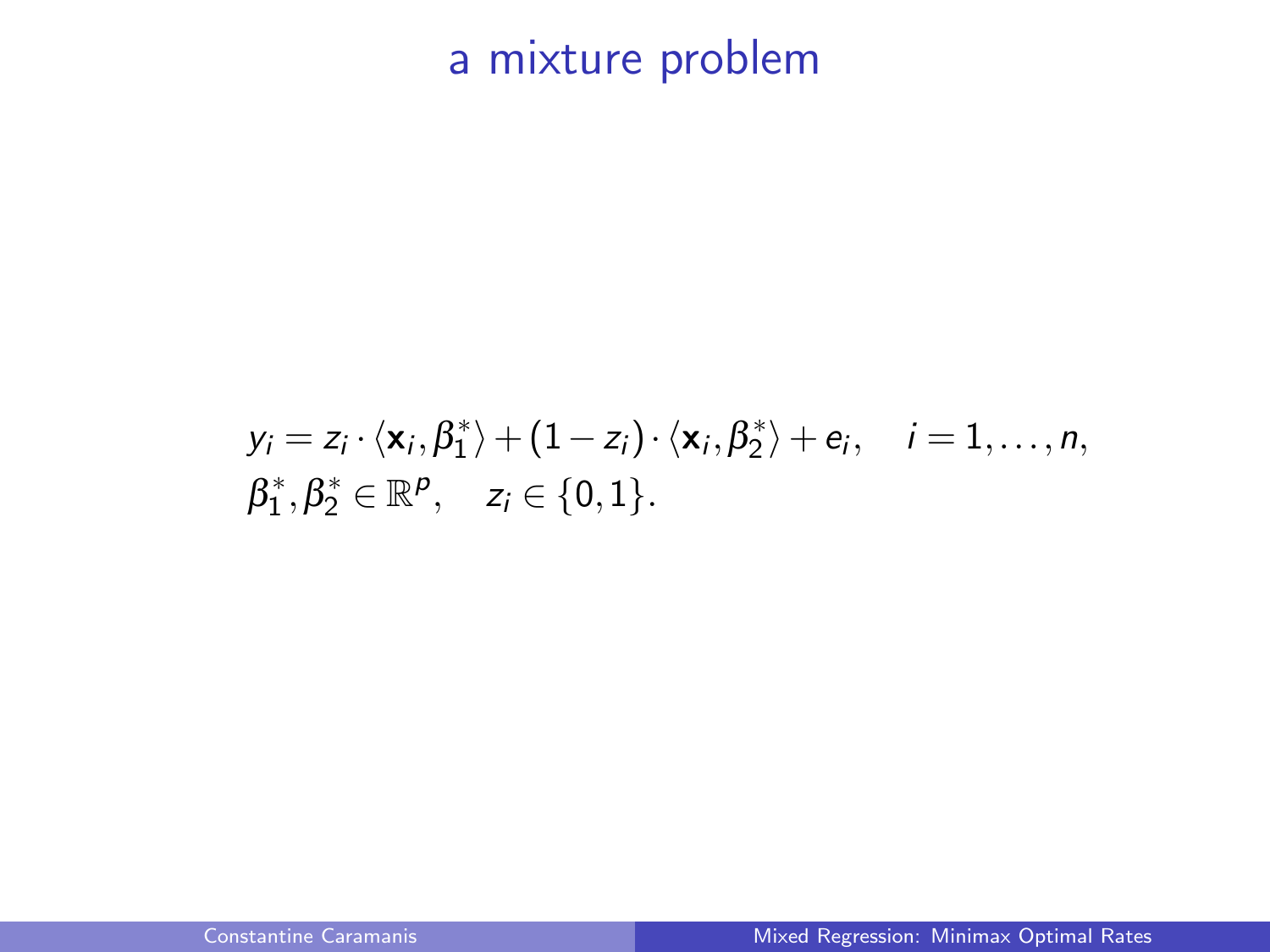# a mixture problem

$$y_i = z_i \cdot \langle \mathbf{x}_i, \beta_1^* \rangle + (1 - z_i) \cdot \langle \mathbf{x}_i, \beta_2^* \rangle + e_i, \quad i = 1, \ldots, n,$$
$$\beta_1^*, \beta_2^* \in \mathbb{R}^p, \quad z_i \in \{0, 1\}.$$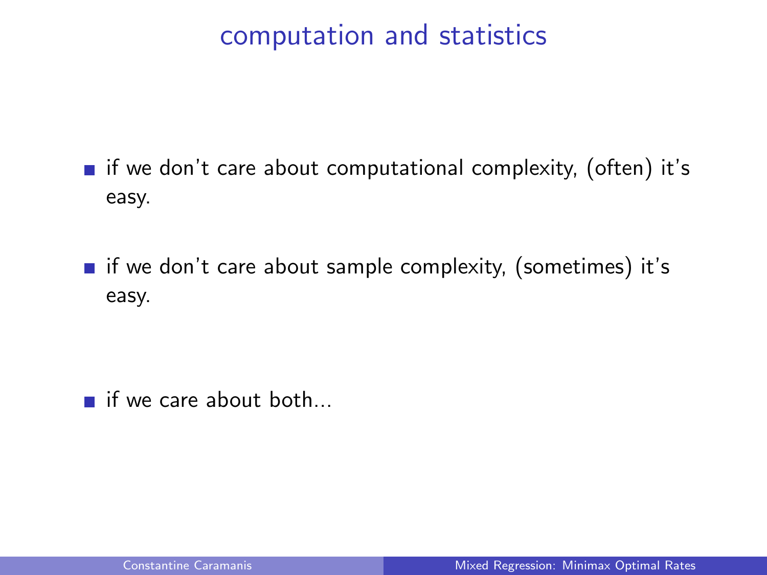# computation and statistics

- if we don't care about computational complexity, (often) it's easy.
- if we don't care about sample complexity, (sometimes) it's easy.
- if we care about both...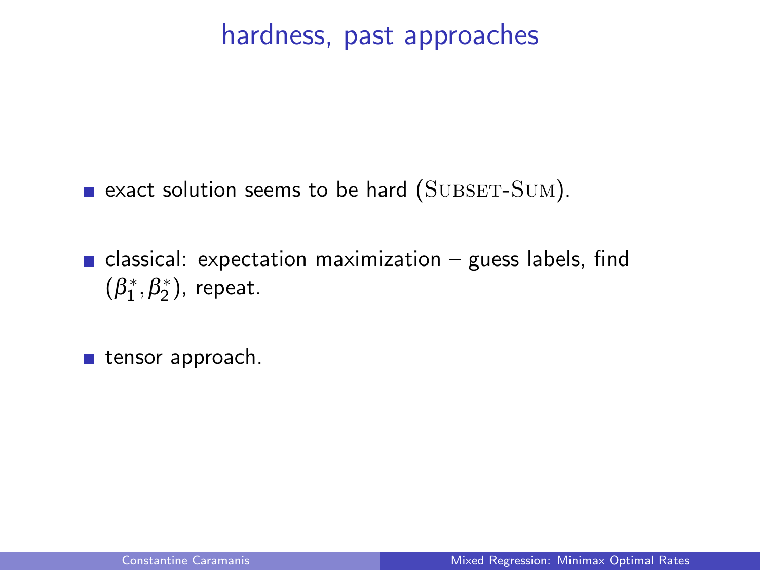## hardness, past approaches

- exact solution seems to be hard (SUBSET-SUM).
- classical: expectation maximization – guess labels, find $(\beta_1^*, \beta_2^*)$, repeat.
- tensor approach.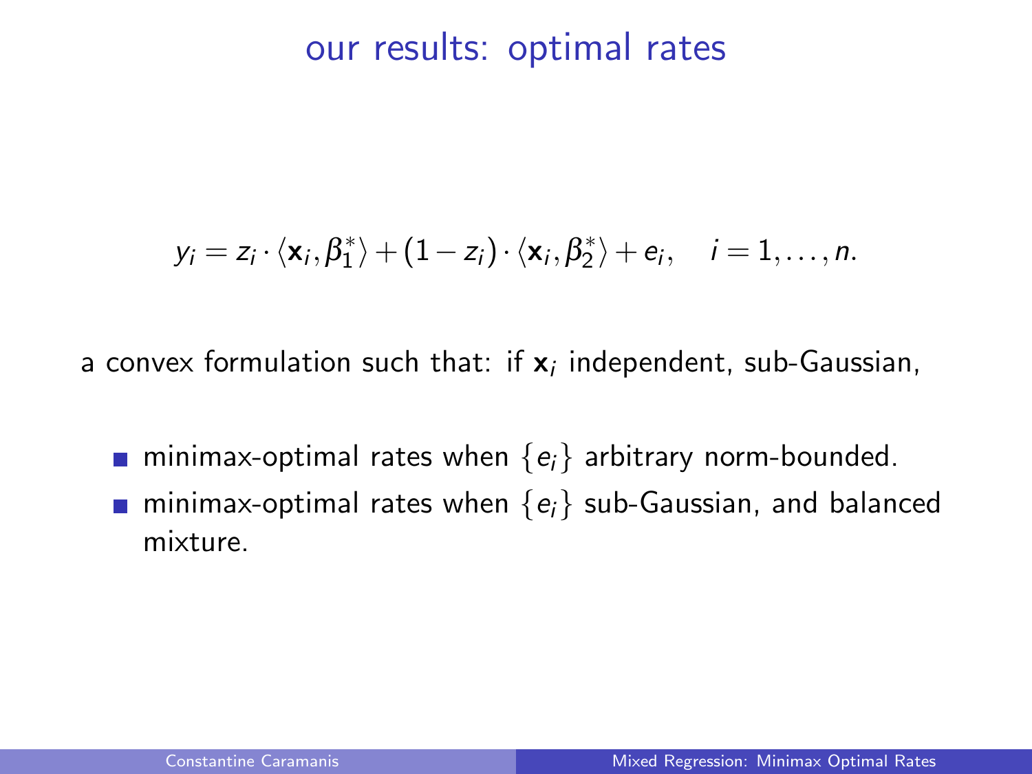# our results: optimal rates

$$y_i = z_i \cdot \langle \mathbf{x}_i, \beta_1^* \rangle + (1 - z_i) \cdot \langle \mathbf{x}_i, \beta_2^* \rangle + e_i, \quad i = 1, \ldots, n.$$

a convex formulation such that: if $\mathbf{x}_i$ independent, sub-Gaussian,

- minimax-optimal rates when $\{e_i\}$ arbitrary norm-bounded.
- minimax-optimal rates when $\{e_i\}$ sub-Gaussian, and balanced mixture.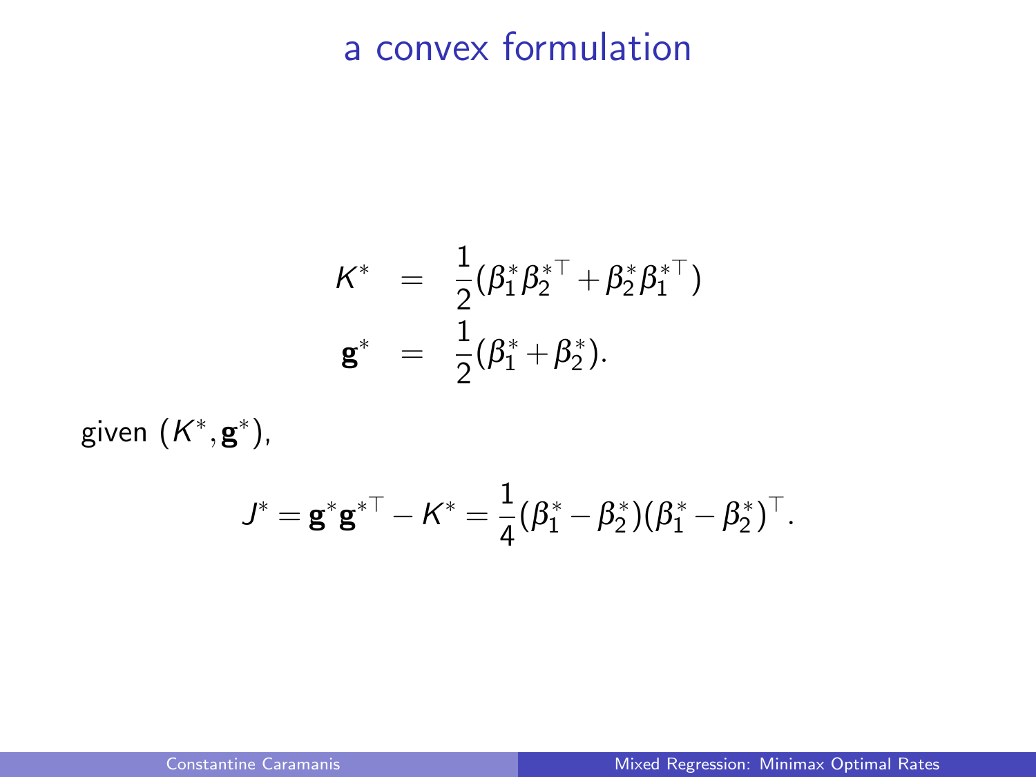# a convex formulation

$$
\begin{aligned}
K^* &= \frac{1}{2}(\beta_1^* \beta_2^{*\top} + \beta_2^* \beta_1^{*\top}) \\
\mathbf{g}^* &= \frac{1}{2}(\beta_1^* + \beta_2^*).
\end{aligned}
$$

given $(K^*, \mathbf{g}^*)$,

$$
J^* = \mathbf{g}^* \mathbf{g}^{*\top} - K^* = \frac{1}{4}(\beta_1^* - \beta_2^*)(\beta_1^* - \beta_2^*)^\top.
$$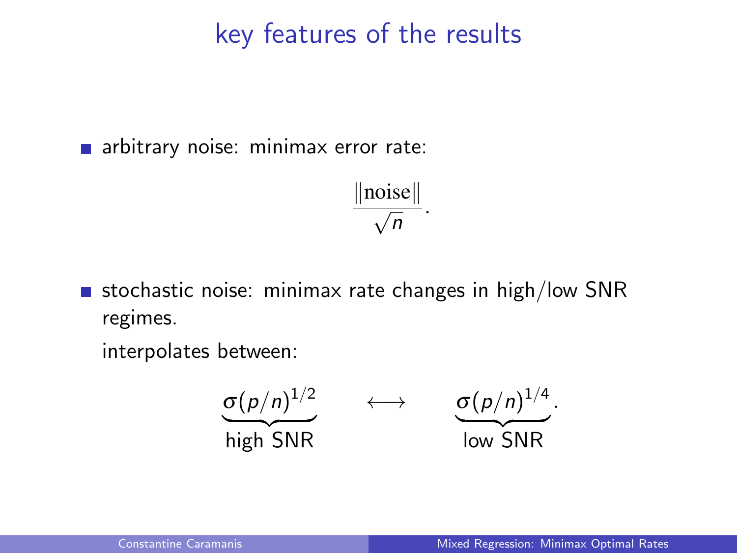# key features of the results

- arbitrary noise: minimax error rate:

$$\frac{\|\text{noise}\|}{\sqrt{n}}.$$

- stochastic noise: minimax rate changes in high/low SNR regimes.

  interpolates between:

$$\underbrace{\sigma(p/n)^{1/2}}_{\text{high SNR}} \quad \longleftrightarrow \quad \underbrace{\sigma(p/n)^{1/4}}_{\text{low SNR}}.$$